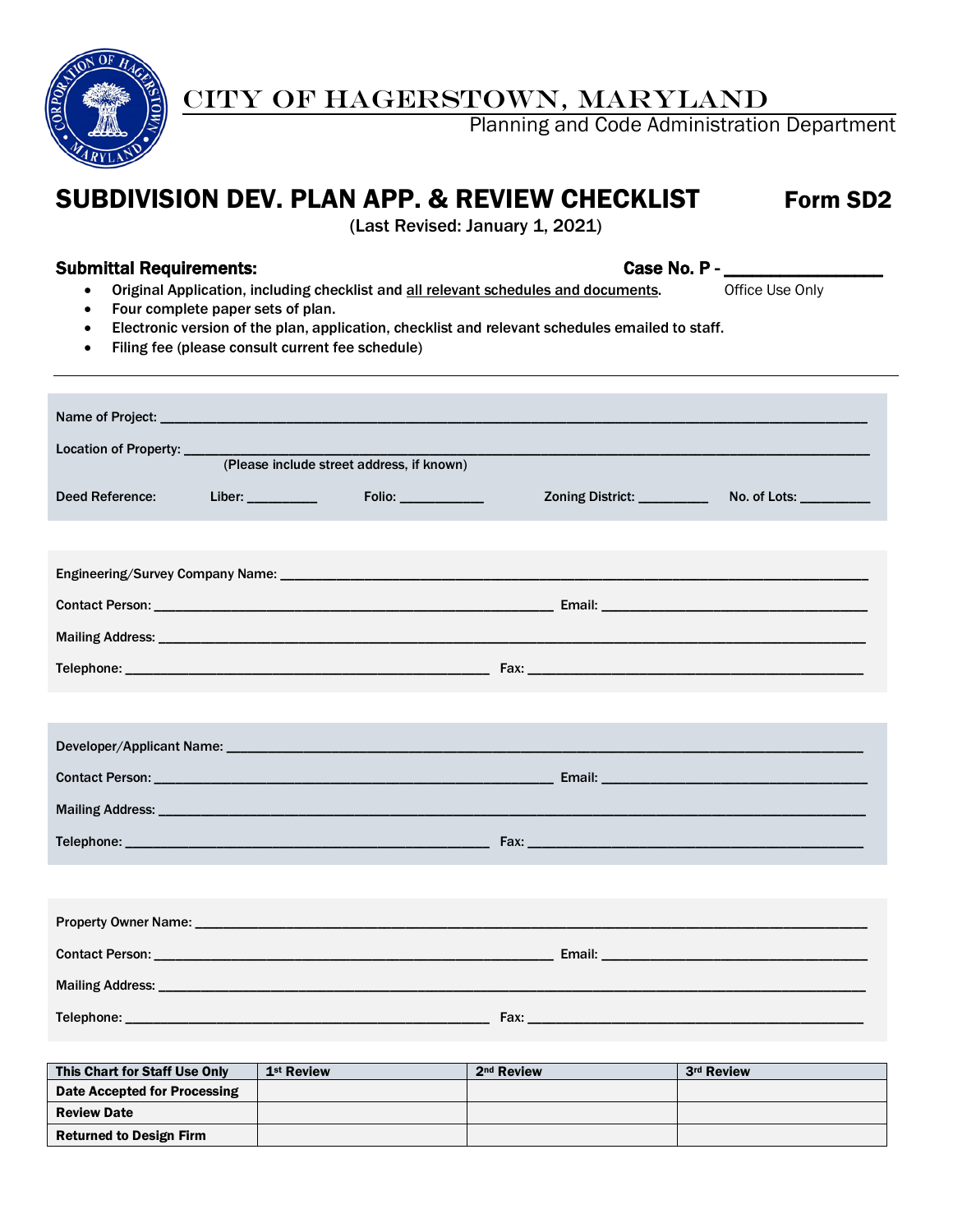CITY OF HAGERSTOWN, MARYLAND

Planning and Code Administration Department

# SUBDIVISION DEV. PLAN APP. & REVIEW CHECKLIST Form SD2

(Last Revised: January 1, 2021)

**Submittal Requirements:**

**Case No. P - _______________**
Office Use Only

- **Original Application, including checklist and all relevant schedules and documents.**
- **Four complete paper sets of plan.**
- **Electronic version of the plan, application, checklist and relevant schedules emailed to staff.**
- Filing fee (please consult current fee schedule)

---

Name of Project: ____________________________________________

Location of Property: ____________________________________________
(Please include street address, if known)

Deed Reference: Liber: _________ Folio: ___________ Zoning District: _________ No. of Lots: _________

Engineering/Survey Company Name: ____________________________________________

Contact Person: ______________________________ Email: ______________________________

Mailing Address: ____________________________________________

Telephone: ______________________________ Fax: ______________________________

Developer/Applicant Name: ____________________________________________

Contact Person: ______________________________ Email: ______________________________

Mailing Address: ____________________________________________

Telephone: ______________________________ Fax: ______________________________

Property Owner Name: ____________________________________________

Contact Person: ______________________________ Email: ______________________________

Mailing Address: ____________________________________________

Telephone: ______________________________ Fax: ______________________________

| This Chart for Staff Use Only | 1st Review | 2nd Review | 3rd Review |
|---|---|---|---|
| Date Accepted for Processing | | | |
| Review Date | | | |
| Returned to Design Firm | | | |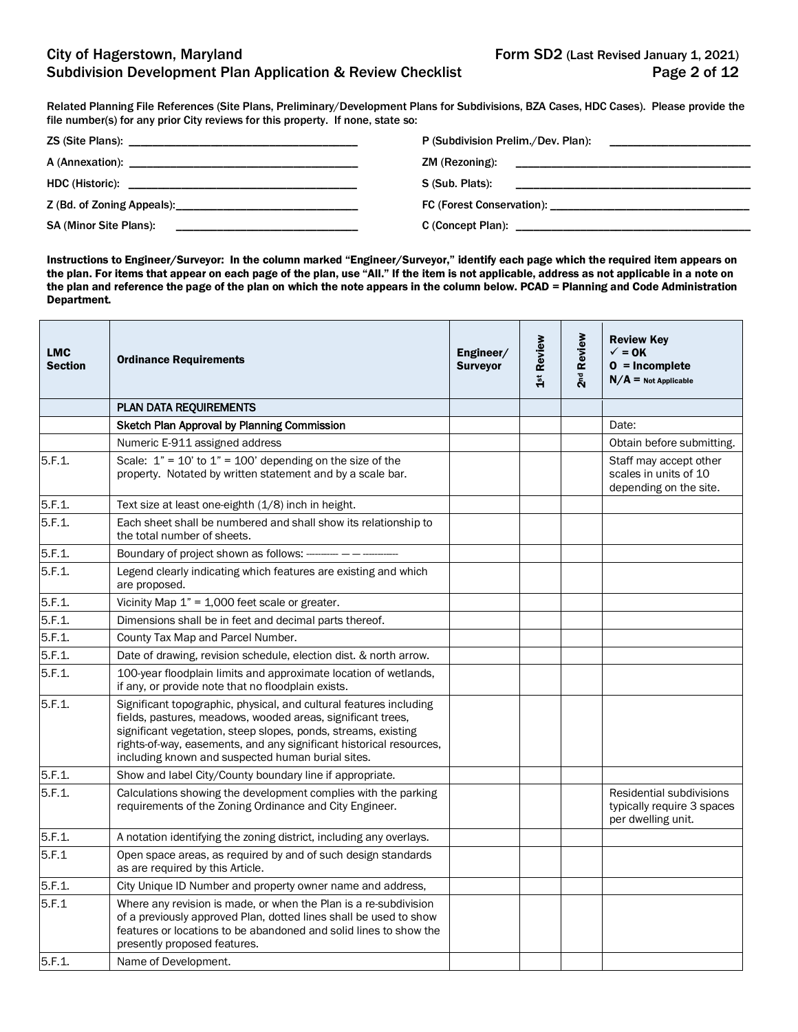Related Planning File References (Site Plans, Preliminary/Development Plans for Subdivisions, BZA Cases, HDC Cases). Please provide the file number(s) for any prior City reviews for this property. If none, state so:

ZS (Site Plans): ______________________________

P (Subdivision Prelim./Dev. Plan): ______________________________

A (Annexation): ______________________________

ZM (Rezoning): ______________________________

HDC (Historic): ______________________________

S (Sub. Plats): ______________________________

Z (Bd. of Zoning Appeals): ______________________________

FC (Forest Conservation): ______________________________

SA (Minor Site Plans): ______________________________

C (Concept Plan): ______________________________

**Instructions to Engineer/Surveyor: In the column marked "Engineer/Surveyor," identify each page which the required item appears on the plan. For items that appear on each page of the plan, use "All." If the item is not applicable, address as not applicable in a note on the plan and reference the page of the plan on which the note appears in the column below. PCAD = Planning and Code Administration Department.**

| LMC Section | Ordinance Requirements | Engineer/ Surveyor | 1st Review | 2nd Review | Review Key ✓ = OK O = Incomplete N/A = Not Applicable |
|---|---|---|---|---|---|
| | PLAN DATA REQUIREMENTS | | | | |
| | Sketch Plan Approval by Planning Commission | | | | Date: |
| | Numeric E-911 assigned address | | | | Obtain before submitting. |
| 5.F.1. | Scale: 1" = 10' to 1" = 100' depending on the size of the property. Notated by written statement and by a scale bar. | | | | Staff may accept other scales in units of 10 depending on the site. |
| 5.F.1. | Text size at least one-eighth (1/8) inch in height. | | | | |
| 5.F.1. | Each sheet shall be numbered and shall show its relationship to the total number of sheets. | | | | |
| 5.F.1. | Boundary of project shown as follows: ---------- — — ---------- | | | | |
| 5.F.1. | Legend clearly indicating which features are existing and which are proposed. | | | | |
| 5.F.1. | Vicinity Map 1" = 1,000 feet scale or greater. | | | | |
| 5.F.1. | Dimensions shall be in feet and decimal parts thereof. | | | | |
| 5.F.1. | County Tax Map and Parcel Number. | | | | |
| 5.F.1. | Date of drawing, revision schedule, election dist. & north arrow. | | | | |
| 5.F.1. | 100-year floodplain limits and approximate location of wetlands, if any, or provide note that no floodplain exists. | | | | |
| 5.F.1. | Significant topographic, physical, and cultural features including fields, pastures, meadows, wooded areas, significant trees, significant vegetation, steep slopes, ponds, streams, existing rights-of-way, easements, and any significant historical resources, including known and suspected human burial sites. | | | | |
| 5.F.1. | Show and label City/County boundary line if appropriate. | | | | |
| 5.F.1. | Calculations showing the development complies with the parking requirements of the Zoning Ordinance and City Engineer. | | | | Residential subdivisions typically require 3 spaces per dwelling unit. |
| 5.F.1. | A notation identifying the zoning district, including any overlays. | | | | |
| 5.F.1 | Open space areas, as required by and of such design standards as are required by this Article. | | | | |
| 5.F.1. | City Unique ID Number and property owner name and address, | | | | |
| 5.F.1 | Where any revision is made, or when the Plan is a re-subdivision of a previously approved Plan, dotted lines shall be used to show features or locations to be abandoned and solid lines to show the presently proposed features. | | | | |
| 5.F.1. | Name of Development. | | | | |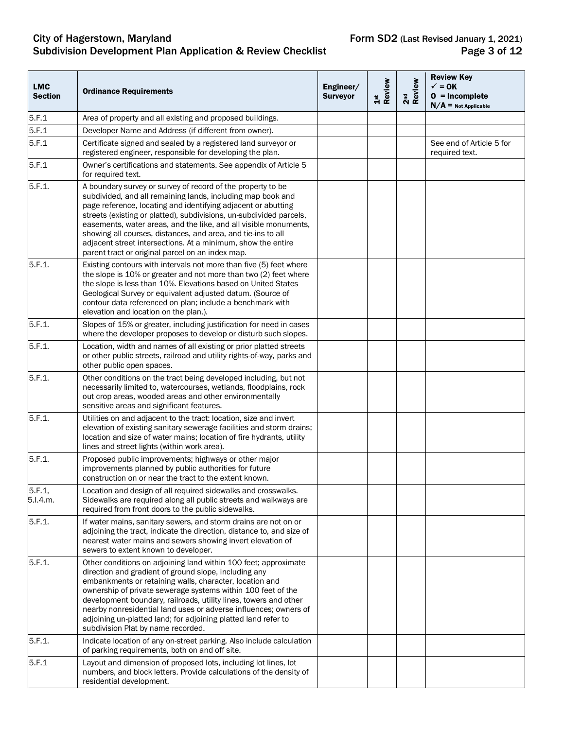| LMC Section | Ordinance Requirements | Engineer/ Surveyor | 1st Review | 2nd Review | Review Key ✓ = OK O = Incomplete N/A = Not Applicable |
|---|---|---|---|---|---|
| 5.F.1 | Area of property and all existing and proposed buildings. | | | | |
| 5.F.1 | Developer Name and Address (if different from owner). | | | | |
| 5.F.1 | Certificate signed and sealed by a registered land surveyor or registered engineer, responsible for developing the plan. | | | | See end of Article 5 for required text. |
| 5.F.1 | Owner's certifications and statements. See appendix of Article 5 for required text. | | | | |
| 5.F.1. | A boundary survey or survey of record of the property to be subdivided, and all remaining lands, including map book and page reference, locating and identifying adjacent or abutting streets (existing or platted), subdivisions, un-subdivided parcels, easements, water areas, and the like, and all visible monuments, showing all courses, distances, and area, and tie-ins to all adjacent street intersections. At a minimum, show the entire parent tract or original parcel on an index map. | | | | |
| 5.F.1. | Existing contours with intervals not more than five (5) feet where the slope is 10% or greater and not more than two (2) feet where the slope is less than 10%. Elevations based on United States Geological Survey or equivalent adjusted datum. (Source of contour data referenced on plan; include a benchmark with elevation and location on the plan.). | | | | |
| 5.F.1. | Slopes of 15% or greater, including justification for need in cases where the developer proposes to develop or disturb such slopes. | | | | |
| 5.F.1. | Location, width and names of all existing or prior platted streets or other public streets, railroad and utility rights-of-way, parks and other public open spaces. | | | | |
| 5.F.1. | Other conditions on the tract being developed including, but not necessarily limited to, watercourses, wetlands, floodplains, rock out crop areas, wooded areas and other environmentally sensitive areas and significant features. | | | | |
| 5.F.1. | Utilities on and adjacent to the tract: location, size and invert elevation of existing sanitary sewerage facilities and storm drains; location and size of water mains; location of fire hydrants, utility lines and street lights (within work area). | | | | |
| 5.F.1. | Proposed public improvements; highways or other major improvements planned by public authorities for future construction on or near the tract to the extent known. | | | | |
| 5.F.1, 5.I.4.m. | Location and design of all required sidewalks and crosswalks. Sidewalks are required along all public streets and walkways are required from front doors to the public sidewalks. | | | | |
| 5.F.1. | If water mains, sanitary sewers, and storm drains are not on or adjoining the tract, indicate the direction, distance to, and size of nearest water mains and sewers showing invert elevation of sewers to extent known to developer. | | | | |
| 5.F.1. | Other conditions on adjoining land within 100 feet; approximate direction and gradient of ground slope, including any embankments or retaining walls, character, location and ownership of private sewerage systems within 100 feet of the development boundary, railroads, utility lines, towers and other nearby nonresidential land uses or adverse influences; owners of adjoining un-platted land; for adjoining platted land refer to subdivision Plat by name recorded. | | | | |
| 5.F.1. | Indicate location of any on-street parking. Also include calculation of parking requirements, both on and off site. | | | | |
| 5.F.1 | Layout and dimension of proposed lots, including lot lines, lot numbers, and block letters. Provide calculations of the density of residential development. | | | | |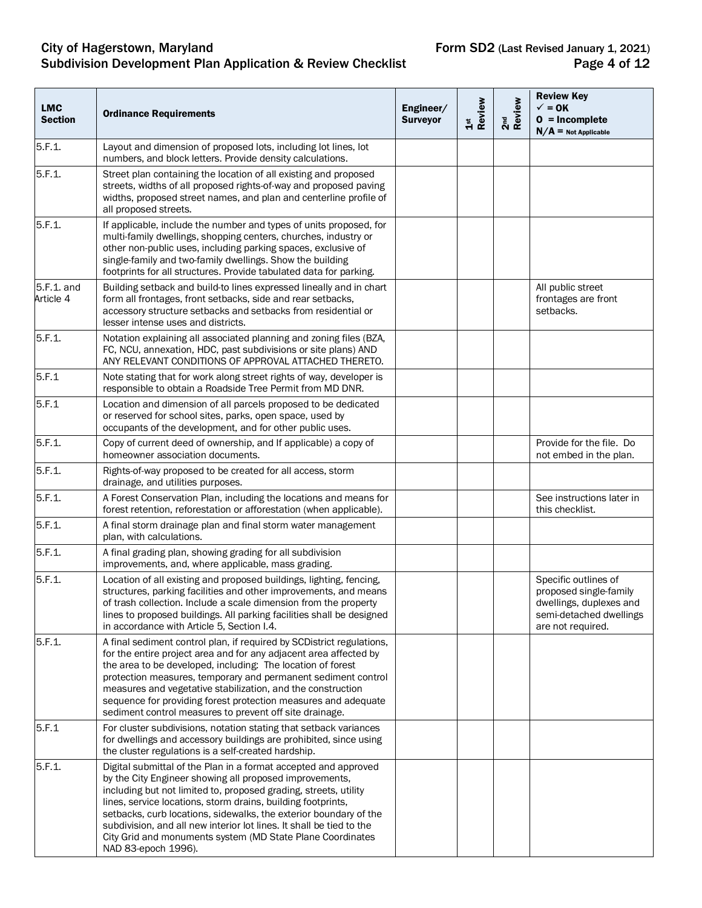| LMC Section | Ordinance Requirements | Engineer/ Surveyor | 1st Review | 2nd Review | Review Key ✓ = OK O = Incomplete N/A = Not Applicable |
|---|---|---|---|---|---|
| 5.F.1. | Layout and dimension of proposed lots, including lot lines, lot numbers, and block letters. Provide density calculations. | | | | |
| 5.F.1. | Street plan containing the location of all existing and proposed streets, widths of all proposed rights-of-way and proposed paving widths, proposed street names, and plan and centerline profile of all proposed streets. | | | | |
| 5.F.1. | If applicable, include the number and types of units proposed, for multi-family dwellings, shopping centers, churches, industry or other non-public uses, including parking spaces, exclusive of single-family and two-family dwellings. Show the building footprints for all structures. Provide tabulated data for parking. | | | | |
| 5.F.1. and Article 4 | Building setback and build-to lines expressed lineally and in chart form all frontages, front setbacks, side and rear setbacks, accessory structure setbacks and setbacks from residential or lesser intense uses and districts. | | | | All public street frontages are front setbacks. |
| 5.F.1. | Notation explaining all associated planning and zoning files (BZA, FC, NCU, annexation, HDC, past subdivisions or site plans) AND ANY RELEVANT CONDITIONS OF APPROVAL ATTACHED THERETO. | | | | |
| 5.F.1 | Note stating that for work along street rights of way, developer is responsible to obtain a Roadside Tree Permit from MD DNR. | | | | |
| 5.F.1 | Location and dimension of all parcels proposed to be dedicated or reserved for school sites, parks, open space, used by occupants of the development, and for other public uses. | | | | |
| 5.F.1. | Copy of current deed of ownership, and If applicable) a copy of homeowner association documents. | | | | Provide for the file. Do not embed in the plan. |
| 5.F.1. | Rights-of-way proposed to be created for all access, storm drainage, and utilities purposes. | | | | |
| 5.F.1. | A Forest Conservation Plan, including the locations and means for forest retention, reforestation or afforestation (when applicable). | | | | See instructions later in this checklist. |
| 5.F.1. | A final storm drainage plan and final storm water management plan, with calculations. | | | | |
| 5.F.1. | A final grading plan, showing grading for all subdivision improvements, and, where applicable, mass grading. | | | | |
| 5.F.1. | Location of all existing and proposed buildings, lighting, fencing, structures, parking facilities and other improvements, and means of trash collection. Include a scale dimension from the property lines to proposed buildings. All parking facilities shall be designed in accordance with Article 5, Section I.4. | | | | Specific outlines of proposed single-family dwellings, duplexes and semi-detached dwellings are not required. |
| 5.F.1. | A final sediment control plan, if required by SCDistrict regulations, for the entire project area and for any adjacent area affected by the area to be developed, including: The location of forest protection measures, temporary and permanent sediment control measures and vegetative stabilization, and the construction sequence for providing forest protection measures and adequate sediment control measures to prevent off site drainage. | | | | |
| 5.F.1 | For cluster subdivisions, notation stating that setback variances for dwellings and accessory buildings are prohibited, since using the cluster regulations is a self-created hardship. | | | | |
| 5.F.1. | Digital submittal of the Plan in a format accepted and approved by the City Engineer showing all proposed improvements, including but not limited to, proposed grading, streets, utility lines, service locations, storm drains, building footprints, setbacks, curb locations, sidewalks, the exterior boundary of the subdivision, and all new interior lot lines. It shall be tied to the City Grid and monuments system (MD State Plane Coordinates NAD 83-epoch 1996). | | | | |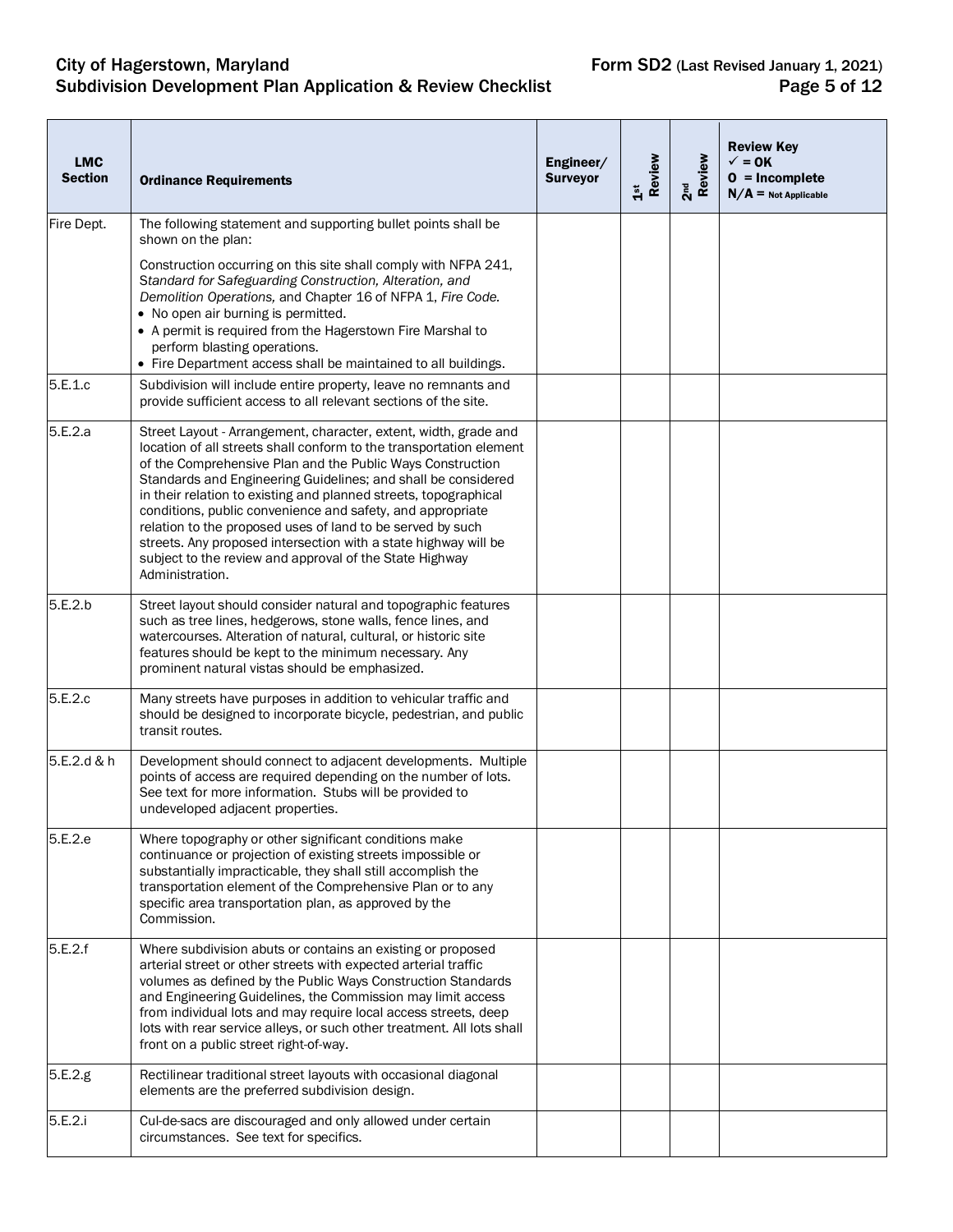| LMC Section | Ordinance Requirements | Engineer/ Surveyor | 1st Review | 2nd Review | Review Key ✓ = OK O = Incomplete N/A = Not Applicable |
|---|---|---|---|---|---|
| Fire Dept. | The following statement and supporting bullet points shall be shown on the plan:<br><br>Construction occurring on this site shall comply with NFPA 241, *Standard for Safeguarding Construction, Alteration, and Demolition Operations,* and Chapter 16 of NFPA 1, *Fire Code.*<br>• No open air burning is permitted.<br>• A permit is required from the Hagerstown Fire Marshal to perform blasting operations.<br>• Fire Department access shall be maintained to all buildings. | | | | |
| 5.E.1.c | Subdivision will include entire property, leave no remnants and provide sufficient access to all relevant sections of the site. | | | | |
| 5.E.2.a | Street Layout - Arrangement, character, extent, width, grade and location of all streets shall conform to the transportation element of the Comprehensive Plan and the Public Ways Construction Standards and Engineering Guidelines; and shall be considered in their relation to existing and planned streets, topographical conditions, public convenience and safety, and appropriate relation to the proposed uses of land to be served by such streets. Any proposed intersection with a state highway will be subject to the review and approval of the State Highway Administration. | | | | |
| 5.E.2.b | Street layout should consider natural and topographic features such as tree lines, hedgerows, stone walls, fence lines, and watercourses. Alteration of natural, cultural, or historic site features should be kept to the minimum necessary. Any prominent natural vistas should be emphasized. | | | | |
| 5.E.2.c | Many streets have purposes in addition to vehicular traffic and should be designed to incorporate bicycle, pedestrian, and public transit routes. | | | | |
| 5.E.2.d & h | Development should connect to adjacent developments. Multiple points of access are required depending on the number of lots. See text for more information. Stubs will be provided to undeveloped adjacent properties. | | | | |
| 5.E.2.e | Where topography or other significant conditions make continuance or projection of existing streets impossible or substantially impracticable, they shall still accomplish the transportation element of the Comprehensive Plan or to any specific area transportation plan, as approved by the Commission. | | | | |
| 5.E.2.f | Where subdivision abuts or contains an existing or proposed arterial street or other streets with expected arterial traffic volumes as defined by the Public Ways Construction Standards and Engineering Guidelines, the Commission may limit access from individual lots and may require local access streets, deep lots with rear service alleys, or such other treatment. All lots shall front on a public street right-of-way. | | | | |
| 5.E.2.g | Rectilinear traditional street layouts with occasional diagonal elements are the preferred subdivision design. | | | | |
| 5.E.2.i | Cul-de-sacs are discouraged and only allowed under certain circumstances. See text for specifics. | | | | |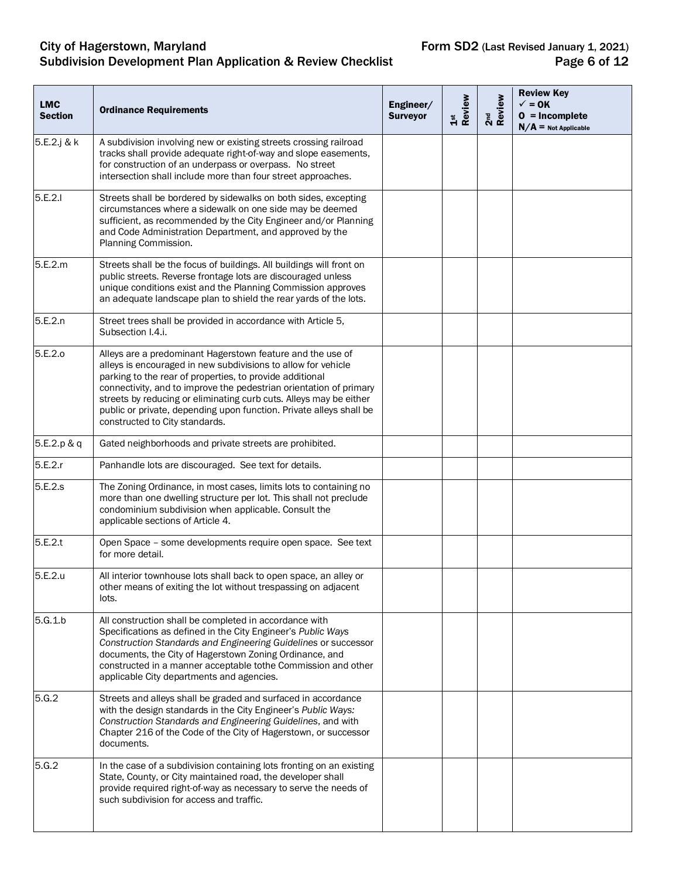| LMC Section | Ordinance Requirements | Engineer/ Surveyor | 1st Review | 2nd Review | Review Key ✓ = OK O = Incomplete N/A = Not Applicable |
|---|---|---|---|---|---|
| 5.E.2.j & k | A subdivision involving new or existing streets crossing railroad tracks shall provide adequate right-of-way and slope easements, for construction of an underpass or overpass. No street intersection shall include more than four street approaches. | | | | |
| 5.E.2.l | Streets shall be bordered by sidewalks on both sides, excepting circumstances where a sidewalk on one side may be deemed sufficient, as recommended by the City Engineer and/or Planning and Code Administration Department, and approved by the Planning Commission. | | | | |
| 5.E.2.m | Streets shall be the focus of buildings. All buildings will front on public streets. Reverse frontage lots are discouraged unless unique conditions exist and the Planning Commission approves an adequate landscape plan to shield the rear yards of the lots. | | | | |
| 5.E.2.n | Street trees shall be provided in accordance with Article 5, Subsection I.4.i. | | | | |
| 5.E.2.o | Alleys are a predominant Hagerstown feature and the use of alleys is encouraged in new subdivisions to allow for vehicle parking to the rear of properties, to provide additional connectivity, and to improve the pedestrian orientation of primary streets by reducing or eliminating curb cuts. Alleys may be either public or private, depending upon function. Private alleys shall be constructed to City standards. | | | | |
| 5.E.2.p & q | Gated neighborhoods and private streets are prohibited. | | | | |
| 5.E.2.r | Panhandle lots are discouraged. See text for details. | | | | |
| 5.E.2.s | The Zoning Ordinance, in most cases, limits lots to containing no more than one dwelling structure per lot. This shall not preclude condominium subdivision when applicable. Consult the applicable sections of Article 4. | | | | |
| 5.E.2.t | Open Space – some developments require open space. See text for more detail. | | | | |
| 5.E.2.u | All interior townhouse lots shall back to open space, an alley or other means of exiting the lot without trespassing on adjacent lots. | | | | |
| 5.G.1.b | All construction shall be completed in accordance with Specifications as defined in the City Engineer's *Public Ways Construction Standards and Engineering Guidelines* or successor documents, the City of Hagerstown Zoning Ordinance, and constructed in a manner acceptable tothe Commission and other applicable City departments and agencies. | | | | |
| 5.G.2 | Streets and alleys shall be graded and surfaced in accordance with the design standards in the City Engineer's *Public Ways: Construction Standards and Engineering Guidelines*, and with Chapter 216 of the Code of the City of Hagerstown, or successor documents. | | | | |
| 5.G.2 | In the case of a subdivision containing lots fronting on an existing State, County, or City maintained road, the developer shall provide required right-of-way as necessary to serve the needs of such subdivision for access and traffic. | | | | |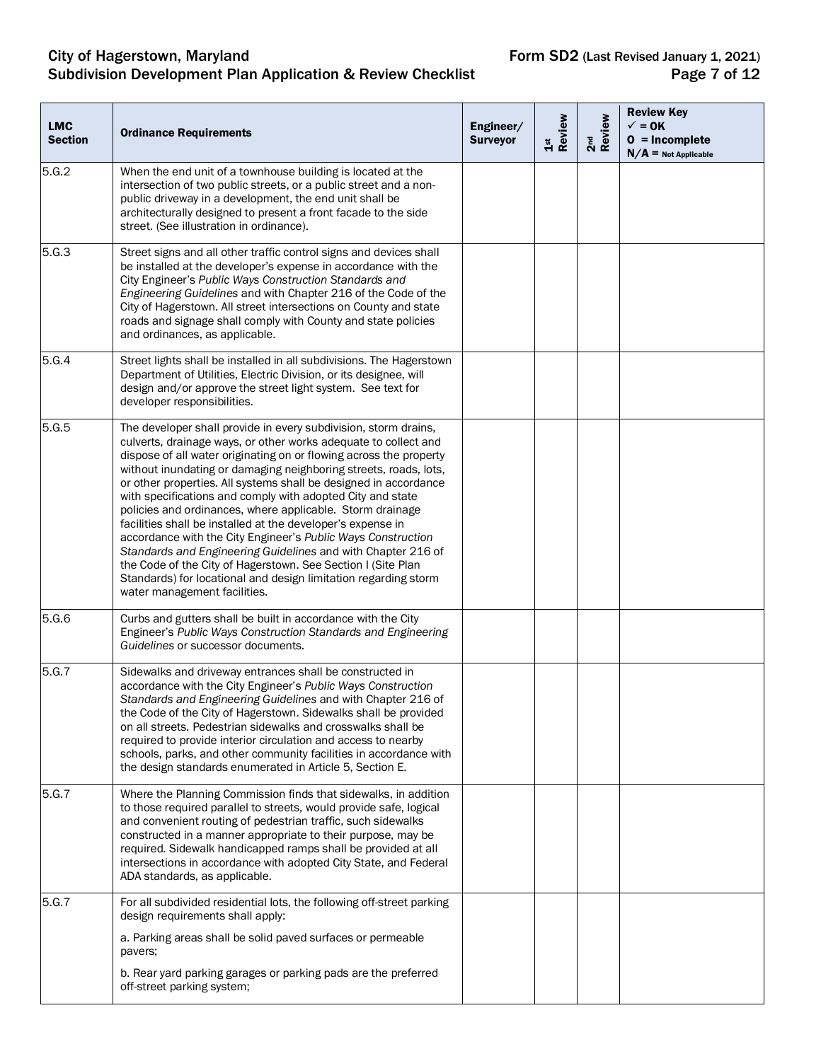| LMC Section | Ordinance Requirements | Engineer/ Surveyor | 1st Review | 2nd Review | Review Key ✓ = OK O = Incomplete N/A = Not Applicable |
|---|---|---|---|---|---|
| 5.G.2 | When the end unit of a townhouse building is located at the intersection of two public streets, or a public street and a non-public driveway in a development, the end unit shall be architecturally designed to present a front facade to the side street. (See illustration in ordinance). | | | | |
| 5.G.3 | Street signs and all other traffic control signs and devices shall be installed at the developer's expense in accordance with the City Engineer's *Public Ways Construction Standards and Engineering Guidelines* and with Chapter 216 of the Code of the City of Hagerstown. All street intersections on County and state roads and signage shall comply with County and state policies and ordinances, as applicable. | | | | |
| 5.G.4 | Street lights shall be installed in all subdivisions. The Hagerstown Department of Utilities, Electric Division, or its designee, will design and/or approve the street light system. See text for developer responsibilities. | | | | |
| 5.G.5 | The developer shall provide in every subdivision, storm drains, culverts, drainage ways, or other works adequate to collect and dispose of all water originating on or flowing across the property without inundating or damaging neighboring streets, roads, lots, or other properties. All systems shall be designed in accordance with specifications and comply with adopted City and state policies and ordinances, where applicable. Storm drainage facilities shall be installed at the developer's expense in accordance with the City Engineer's *Public Ways Construction Standards and Engineering Guidelines* and with Chapter 216 of the Code of the City of Hagerstown. See Section I (Site Plan Standards) for locational and design limitation regarding storm water management facilities. | | | | |
| 5.G.6 | Curbs and gutters shall be built in accordance with the City Engineer's *Public Ways Construction Standards and Engineering Guidelines* or successor documents. | | | | |
| 5.G.7 | Sidewalks and driveway entrances shall be constructed in accordance with the City Engineer's *Public Ways Construction Standards and Engineering Guidelines* and with Chapter 216 of the Code of the City of Hagerstown. Sidewalks shall be provided on all streets. Pedestrian sidewalks and crosswalks shall be required to provide interior circulation and access to nearby schools, parks, and other community facilities in accordance with the design standards enumerated in Article 5, Section E. | | | | |
| 5.G.7 | Where the Planning Commission finds that sidewalks, in addition to those required parallel to streets, would provide safe, logical and convenient routing of pedestrian traffic, such sidewalks constructed in a manner appropriate to their purpose, may be required. Sidewalk handicapped ramps shall be provided at all intersections in accordance with adopted City State, and Federal ADA standards, as applicable. | | | | |
| 5.G.7 | For all subdivided residential lots, the following off-street parking design requirements shall apply:<br><br>a. Parking areas shall be solid paved surfaces or permeable pavers;<br><br>b. Rear yard parking garages or parking pads are the preferred off-street parking system; | | | | |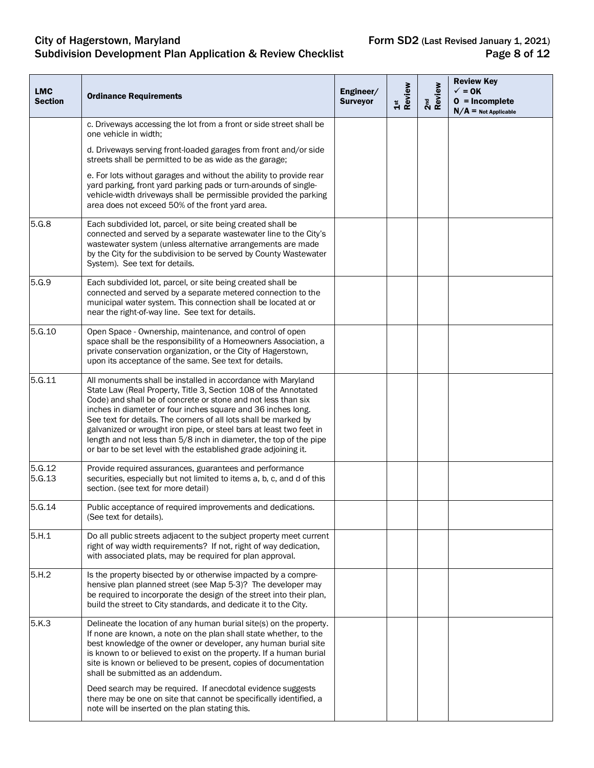| LMC Section | Ordinance Requirements | Engineer/ Surveyor | 1st Review | 2nd Review | Review Key ✓ = OK O = Incomplete N/A = Not Applicable |
|---|---|---|---|---|---|
| | c. Driveways accessing the lot from a front or side street shall be one vehicle in width;<br><br>d. Driveways serving front-loaded garages from front and/or side streets shall be permitted to be as wide as the garage;<br><br>e. For lots without garages and without the ability to provide rear yard parking, front yard parking pads or turn-arounds of single-vehicle-width driveways shall be permissible provided the parking area does not exceed 50% of the front yard area. | | | | |
| 5.G.8 | Each subdivided lot, parcel, or site being created shall be connected and served by a separate wastewater line to the City's wastewater system (unless alternative arrangements are made by the City for the subdivision to be served by County Wastewater System). See text for details. | | | | |
| 5.G.9 | Each subdivided lot, parcel, or site being created shall be connected and served by a separate metered connection to the municipal water system. This connection shall be located at or near the right-of-way line. See text for details. | | | | |
| 5.G.10 | Open Space - Ownership, maintenance, and control of open space shall be the responsibility of a Homeowners Association, a private conservation organization, or the City of Hagerstown, upon its acceptance of the same. See text for details. | | | | |
| 5.G.11 | All monuments shall be installed in accordance with Maryland State Law (Real Property, Title 3, Section 108 of the Annotated Code) and shall be of concrete or stone and not less than six inches in diameter or four inches square and 36 inches long. See text for details. The corners of all lots shall be marked by galvanized or wrought iron pipe, or steel bars at least two feet in length and not less than 5/8 inch in diameter, the top of the pipe or bar to be set level with the established grade adjoining it. | | | | |
| 5.G.12 5.G.13 | Provide required assurances, guarantees and performance securities, especially but not limited to items a, b, c, and d of this section. (see text for more detail) | | | | |
| 5.G.14 | Public acceptance of required improvements and dedications. (See text for details). | | | | |
| 5.H.1 | Do all public streets adjacent to the subject property meet current right of way width requirements? If not, right of way dedication, with associated plats, may be required for plan approval. | | | | |
| 5.H.2 | Is the property bisected by or otherwise impacted by a comprehensive plan planned street (see Map 5-3)? The developer may be required to incorporate the design of the street into their plan, build the street to City standards, and dedicate it to the City. | | | | |
| 5.K.3 | Delineate the location of any human burial site(s) on the property. If none are known, a note on the plan shall state whether, to the best knowledge of the owner or developer, any human burial site is known to or believed to exist on the property. If a human burial site is known or believed to be present, copies of documentation shall be submitted as an addendum.<br><br>Deed search may be required. If anecdotal evidence suggests there may be one on site that cannot be specifically identified, a note will be inserted on the plan stating this. | | | | |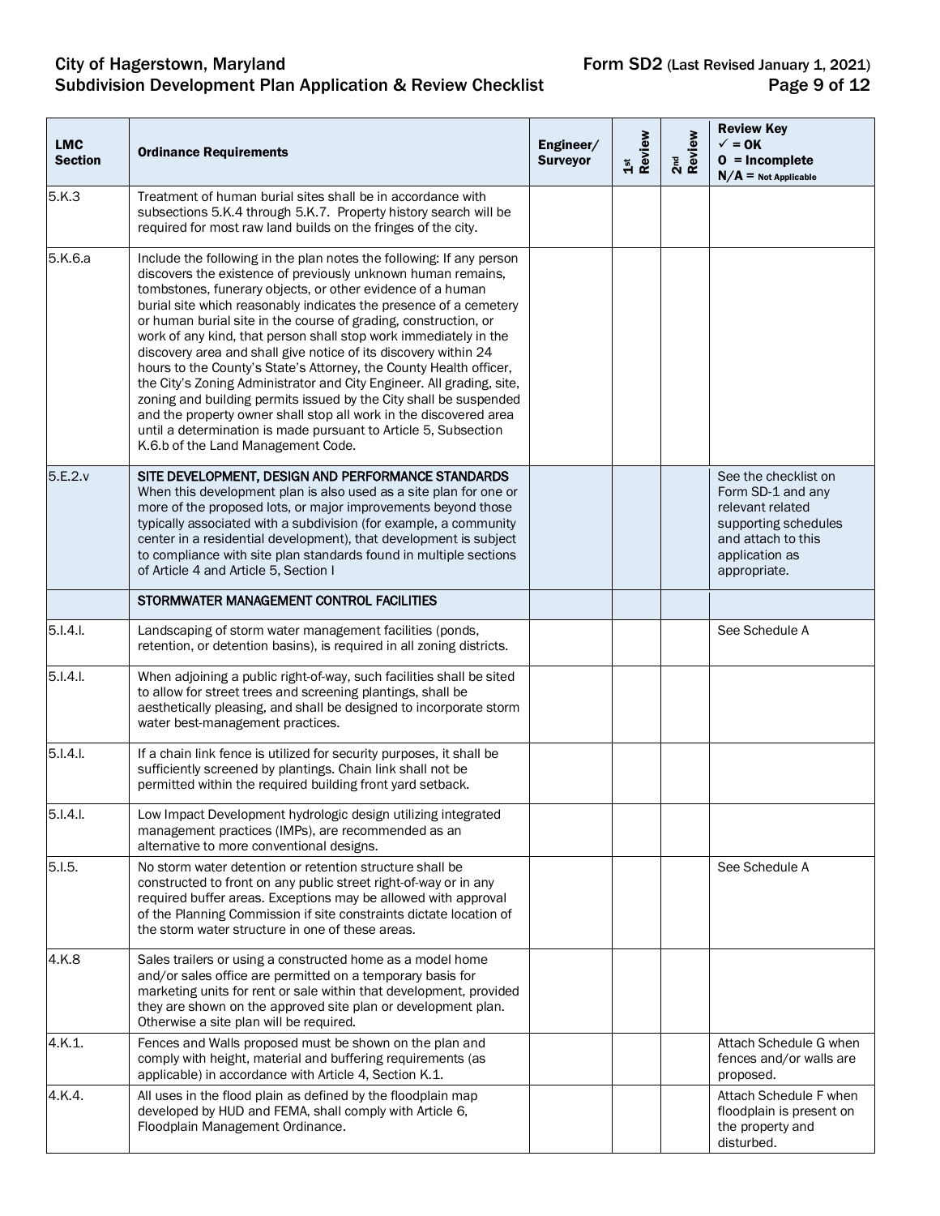| LMC Section | Ordinance Requirements | Engineer/ Surveyor | 1st Review | 2nd Review | Review Key ✓ = OK O = Incomplete N/A = Not Applicable |
|---|---|---|---|---|---|
| 5.K.3 | Treatment of human burial sites shall be in accordance with subsections 5.K.4 through 5.K.7. Property history search will be required for most raw land builds on the fringes of the city. | | | | |
| 5.K.6.a | Include the following in the plan notes the following: If any person discovers the existence of previously unknown human remains, tombstones, funerary objects, or other evidence of a human burial site which reasonably indicates the presence of a cemetery or human burial site in the course of grading, construction, or work of any kind, that person shall stop work immediately in the discovery area and shall give notice of its discovery within 24 hours to the County's State's Attorney, the County Health officer, the City's Zoning Administrator and City Engineer. All grading, site, zoning and building permits issued by the City shall be suspended and the property owner shall stop all work in the discovered area until a determination is made pursuant to Article 5, Subsection K.6.b of the Land Management Code. | | | | |
| 5.E.2.v | SITE DEVELOPMENT, DESIGN AND PERFORMANCE STANDARDS When this development plan is also used as a site plan for one or more of the proposed lots, or major improvements beyond those typically associated with a subdivision (for example, a community center in a residential development), that development is subject to compliance with site plan standards found in multiple sections of Article 4 and Article 5, Section I | | | | See the checklist on Form SD-1 and any relevant related supporting schedules and attach to this application as appropriate. |
| | STORMWATER MANAGEMENT CONTROL FACILITIES | | | | |
| 5.I.4.l. | Landscaping of storm water management facilities (ponds, retention, or detention basins), is required in all zoning districts. | | | | See Schedule A |
| 5.I.4.l. | When adjoining a public right-of-way, such facilities shall be sited to allow for street trees and screening plantings, shall be aesthetically pleasing, and shall be designed to incorporate storm water best-management practices. | | | | |
| 5.I.4.l. | If a chain link fence is utilized for security purposes, it shall be sufficiently screened by plantings. Chain link shall not be permitted within the required building front yard setback. | | | | |
| 5.I.4.l. | Low Impact Development hydrologic design utilizing integrated management practices (IMPs), are recommended as an alternative to more conventional designs. | | | | |
| 5.I.5. | No storm water detention or retention structure shall be constructed to front on any public street right-of-way or in any required buffer areas. Exceptions may be allowed with approval of the Planning Commission if site constraints dictate location of the storm water structure in one of these areas. | | | | See Schedule A |
| 4.K.8 | Sales trailers or using a constructed home as a model home and/or sales office are permitted on a temporary basis for marketing units for rent or sale within that development, provided they are shown on the approved site plan or development plan. Otherwise a site plan will be required. | | | | |
| 4.K.1. | Fences and Walls proposed must be shown on the plan and comply with height, material and buffering requirements (as applicable) in accordance with Article 4, Section K.1. | | | | Attach Schedule G when fences and/or walls are proposed. |
| 4.K.4. | All uses in the flood plain as defined by the floodplain map developed by HUD and FEMA, shall comply with Article 6, Floodplain Management Ordinance. | | | | Attach Schedule F when floodplain is present on the property and disturbed. |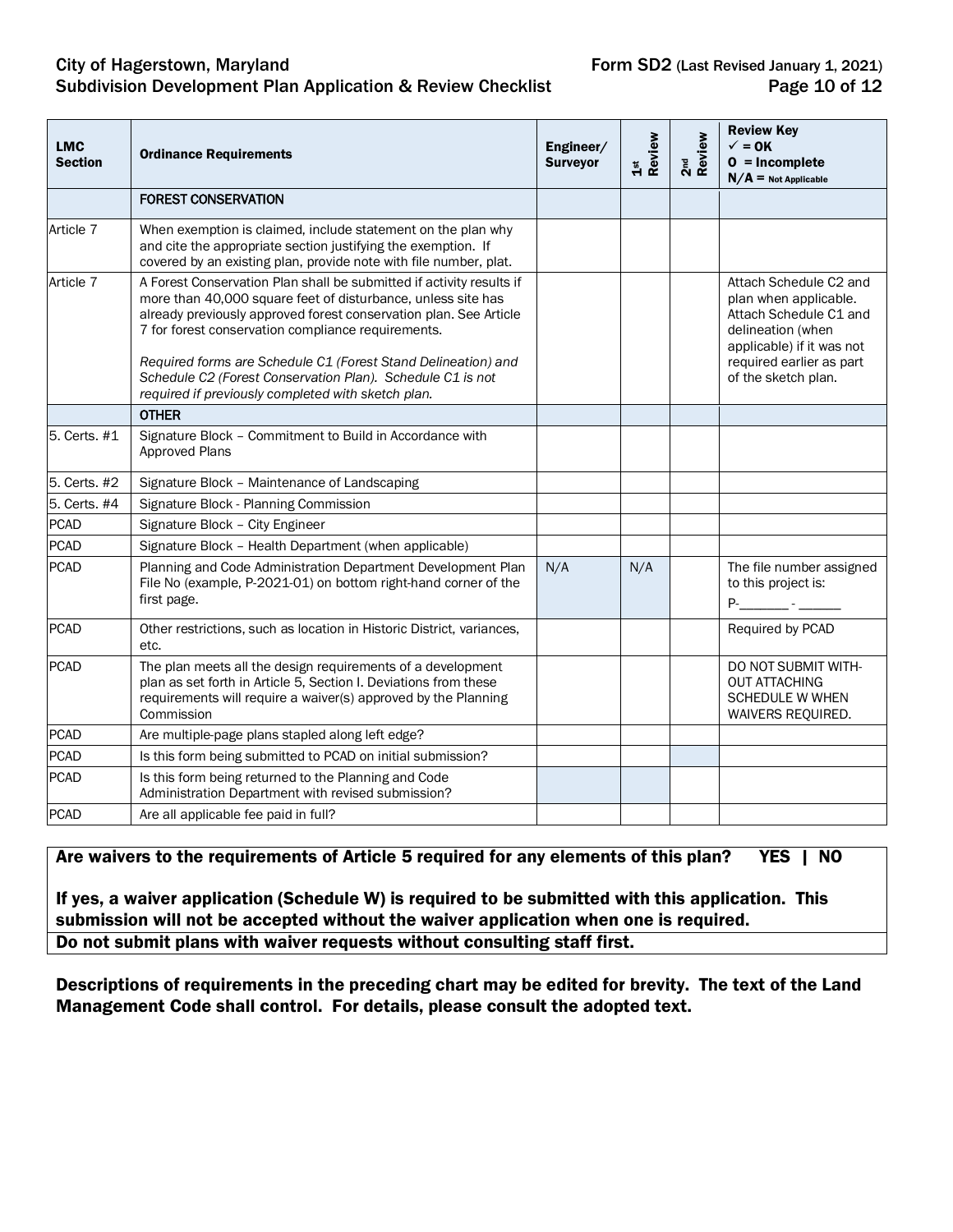| LMC Section | Ordinance Requirements | Engineer/ Surveyor | 1st Review | 2nd Review | Review Key ✓ = OK O = Incomplete N/A = Not Applicable |
|---|---|---|---|---|---|
| | FOREST CONSERVATION | | | | |
| Article 7 | When exemption is claimed, include statement on the plan why and cite the appropriate section justifying the exemption. If covered by an existing plan, provide note with file number, plat. | | | | |
| Article 7 | A Forest Conservation Plan shall be submitted if activity results if more than 40,000 square feet of disturbance, unless site has already previously approved forest conservation plan. See Article 7 for forest conservation compliance requirements. *Required forms are Schedule C1 (Forest Stand Delineation) and Schedule C2 (Forest Conservation Plan). Schedule C1 is not required if previously completed with sketch plan.* | | | | Attach Schedule C2 and plan when applicable. Attach Schedule C1 and delineation (when applicable) if it was not required earlier as part of the sketch plan. |
| | OTHER | | | | |
| 5. Certs. #1 | Signature Block – Commitment to Build in Accordance with Approved Plans | | | | |
| 5. Certs. #2 | Signature Block – Maintenance of Landscaping | | | | |
| 5. Certs. #4 | Signature Block - Planning Commission | | | | |
| PCAD | Signature Block – City Engineer | | | | |
| PCAD | Signature Block – Health Department (when applicable) | | | | |
| PCAD | Planning and Code Administration Department Development Plan File No (example, P-2021-01) on bottom right-hand corner of the first page. | N/A | N/A | | The file number assigned to this project is: P-_______ - ______ |
| PCAD | Other restrictions, such as location in Historic District, variances, etc. | | | | Required by PCAD |
| PCAD | The plan meets all the design requirements of a development plan as set forth in Article 5, Section I. Deviations from these requirements will require a waiver(s) approved by the Planning Commission | | | | DO NOT SUBMIT WITH-OUT ATTACHING SCHEDULE W WHEN WAIVERS REQUIRED. |
| PCAD | Are multiple-page plans stapled along left edge? | | | | |
| PCAD | Is this form being submitted to PCAD on initial submission? | | | | |
| PCAD | Is this form being returned to the Planning and Code Administration Department with revised submission? | | | | |
| PCAD | Are all applicable fee paid in full? | | | | |

**Are waivers to the requirements of Article 5 required for any elements of this plan? YES | NO**

**If yes, a waiver application (Schedule W) is required to be submitted with this application. This submission will not be accepted without the waiver application when one is required.**

**Do not submit plans with waiver requests without consulting staff first.**

**Descriptions of requirements in the preceding chart may be edited for brevity. The text of the Land Management Code shall control. For details, please consult the adopted text.**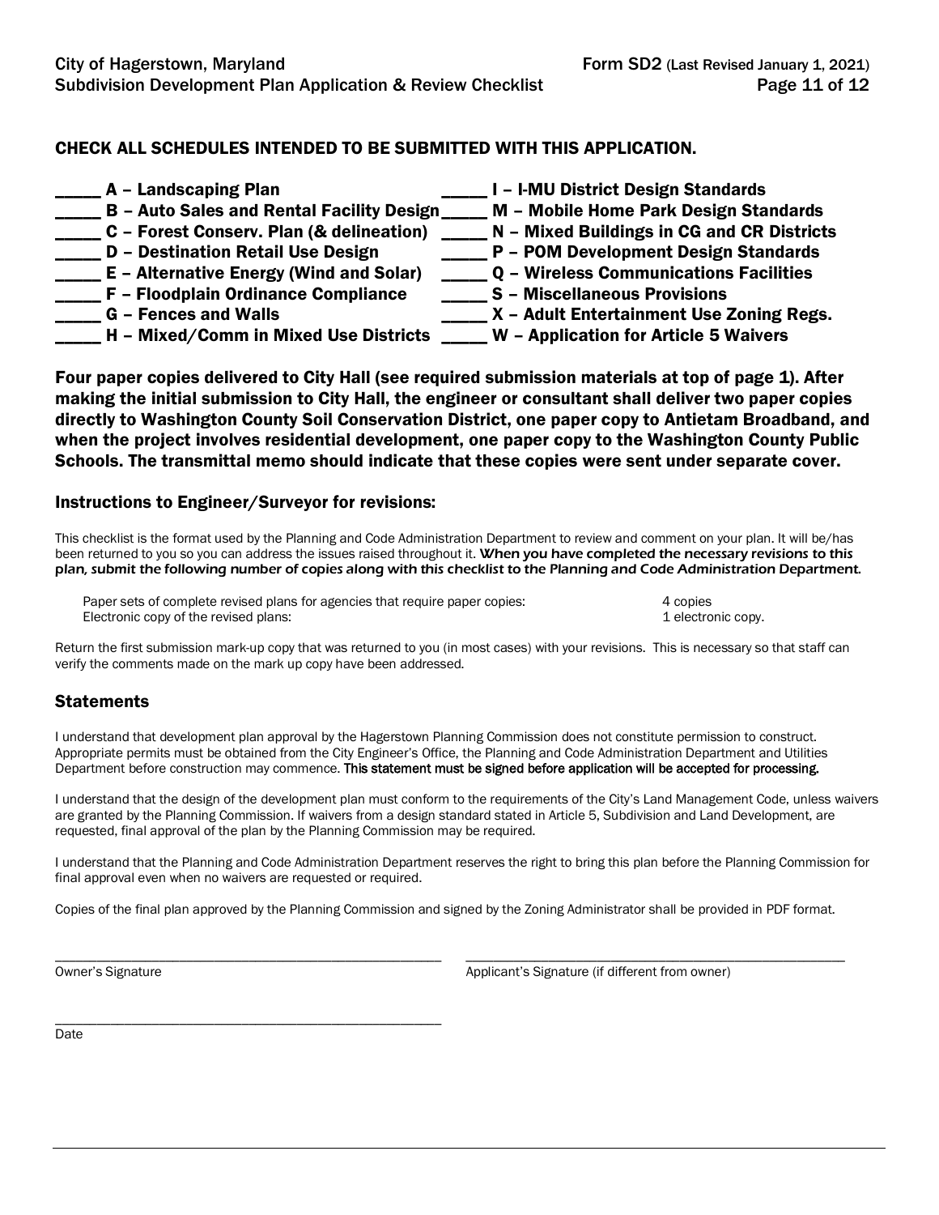## CHECK ALL SCHEDULES INTENDED TO BE SUBMITTED WITH THIS APPLICATION.

**_____ A – Landscaping Plan**
**_____ B – Auto Sales and Rental Facility Design**
**_____ C – Forest Conserv. Plan (& delineation)**
**_____ D – Destination Retail Use Design**
**_____ E – Alternative Energy (Wind and Solar)**
**_____ F – Floodplain Ordinance Compliance**
**_____ G – Fences and Walls**
**_____ H – Mixed/Comm in Mixed Use Districts**
**_____ I – I-MU District Design Standards**
**_____ M – Mobile Home Park Design Standards**
**_____ N – Mixed Buildings in CG and CR Districts**
**_____ P – POM Development Design Standards**
**_____ Q – Wireless Communications Facilities**
**_____ S – Miscellaneous Provisions**
**_____ X – Adult Entertainment Use Zoning Regs.**
**_____ W – Application for Article 5 Waivers**

**Four paper copies delivered to City Hall (see required submission materials at top of page 1). After making the initial submission to City Hall, the engineer or consultant shall deliver two paper copies directly to Washington County Soil Conservation District, one paper copy to Antietam Broadband, and when the project involves residential development, one paper copy to the Washington County Public Schools. The transmittal memo should indicate that these copies were sent under separate cover.**

### Instructions to Engineer/Surveyor for revisions:

This checklist is the format used by the Planning and Code Administration Department to review and comment on your plan. It will be/has been returned to you so you can address the issues raised throughout it. ***When you have completed the necessary revisions to this plan, submit the following number of copies along with this checklist to the Planning and Code Administration Department.***

| | |
|---|---|
| Paper sets of complete revised plans for agencies that require paper copies: | 4 copies |
| Electronic copy of the revised plans: | 1 electronic copy. |

Return the first submission mark-up copy that was returned to you (in most cases) with your revisions. This is necessary so that staff can verify the comments made on the mark up copy have been addressed.

### Statements

I understand that development plan approval by the Hagerstown Planning Commission does not constitute permission to construct. Appropriate permits must be obtained from the City Engineer's Office, the Planning and Code Administration Department and Utilities Department before construction may commence. **This statement must be signed before application will be accepted for processing.**

I understand that the design of the development plan must conform to the requirements of the City's Land Management Code, unless waivers are granted by the Planning Commission. If waivers from a design standard stated in Article 5, Subdivision and Land Development, are requested, final approval of the plan by the Planning Commission may be required.

I understand that the Planning and Code Administration Department reserves the right to bring this plan before the Planning Commission for final approval even when no waivers are requested or required.

Copies of the final plan approved by the Planning Commission and signed by the Zoning Administrator shall be provided in PDF format.

_______________________________________
Owner's Signature

_______________________________________
Applicant's Signature (if different from owner)

_______________________________________
Date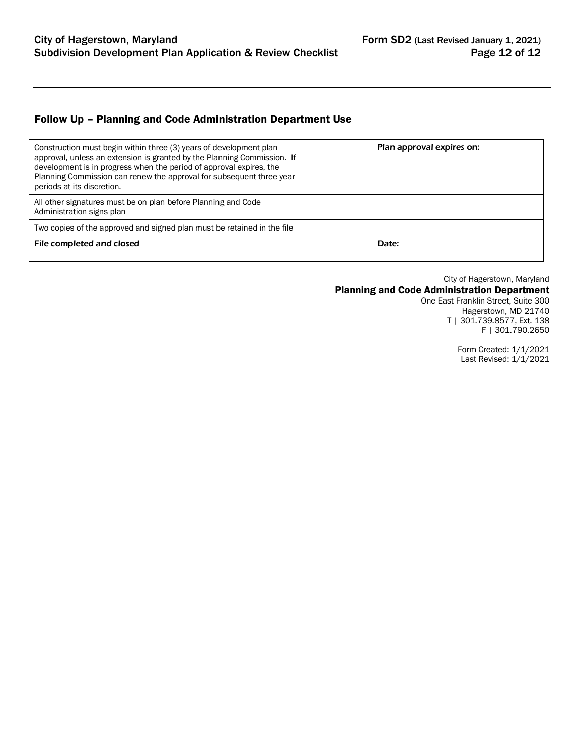## Follow Up – Planning and Code Administration Department Use

| | | |
|---|---|---|
| Construction must begin within three (3) years of development plan approval, unless an extension is granted by the Planning Commission. If development is in progress when the period of approval expires, the Planning Commission can renew the approval for subsequent three year periods at its discretion. | | Plan approval expires on: |
| All other signatures must be on plan before Planning and Code Administration signs plan | | |
| Two copies of the approved and signed plan must be retained in the file | | |
| **File completed and closed** | | Date: |

City of Hagerstown, Maryland
**Planning and Code Administration Department**
One East Franklin Street, Suite 300
Hagerstown, MD 21740
T | 301.739.8577, Ext. 138
F | 301.790.2650

Form Created: 1/1/2021
Last Revised: 1/1/2021